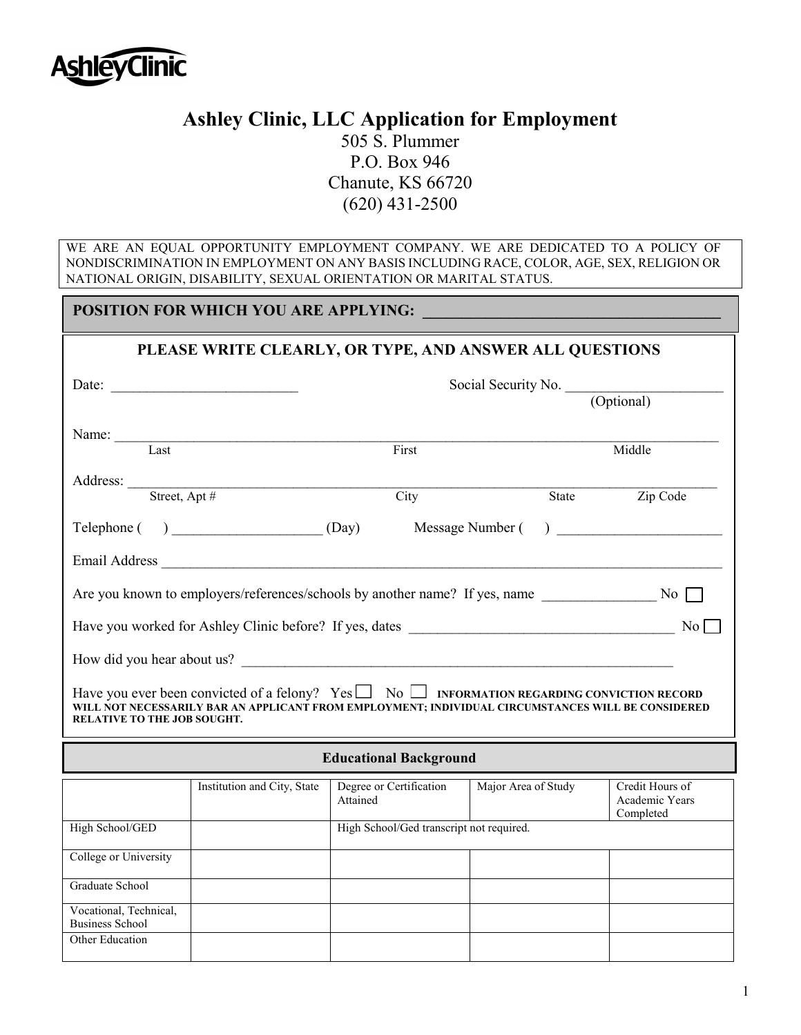AshleyClinic

# Ashley Clinic, LLC Application for Employment

505 S. Plummer
P.O. Box 946
Chanute, KS 66720
(620) 431-2500

WE ARE AN EQUAL OPPORTUNITY EMPLOYMENT COMPANY. WE ARE DEDICATED TO A POLICY OF NONDISCRIMINATION IN EMPLOYMENT ON ANY BASIS INCLUDING RACE, COLOR, AGE, SEX, RELIGION OR NATIONAL ORIGIN, DISABILITY, SEXUAL ORIENTATION OR MARITAL STATUS.

**POSITION FOR WHICH YOU ARE APPLYING: ______________________________________**

**PLEASE WRITE CLEARLY, OR TYPE, AND ANSWER ALL QUESTIONS**

Date: _________________________ Social Security No. ______________________ (Optional)

Name: ________________________________________________________________________________
Last First Middle

Address: ______________________________________________________________________________
Street, Apt # City State Zip Code

Telephone ( ) _____________________ (Day) Message Number ( ) ______________________

Email Address ________________________________________________________________________

Are you known to employers/references/schools by another name? If yes, name _______________ No ☐

Have you worked for Ashley Clinic before? If yes, dates ____________________________________ No ☐

How did you hear about us? __________________________________________________________

Have you ever been convicted of a felony? Yes ☐ No ☐ **INFORMATION REGARDING CONVICTION RECORD WILL NOT NECESSARILY BAR AN APPLICANT FROM EMPLOYMENT; INDIVIDUAL CIRCUMSTANCES WILL BE CONSIDERED RELATIVE TO THE JOB SOUGHT.**

## Educational Background

| | Institution and City, State | Degree or Certification Attained | Major Area of Study | Credit Hours of Academic Years Completed |
|---|---|---|---|---|
| High School/GED | | High School/Ged transcript not required. | | |
| College or University | | | | |
| Graduate School | | | | |
| Vocational, Technical, Business School | | | | |
| Other Education | | | | |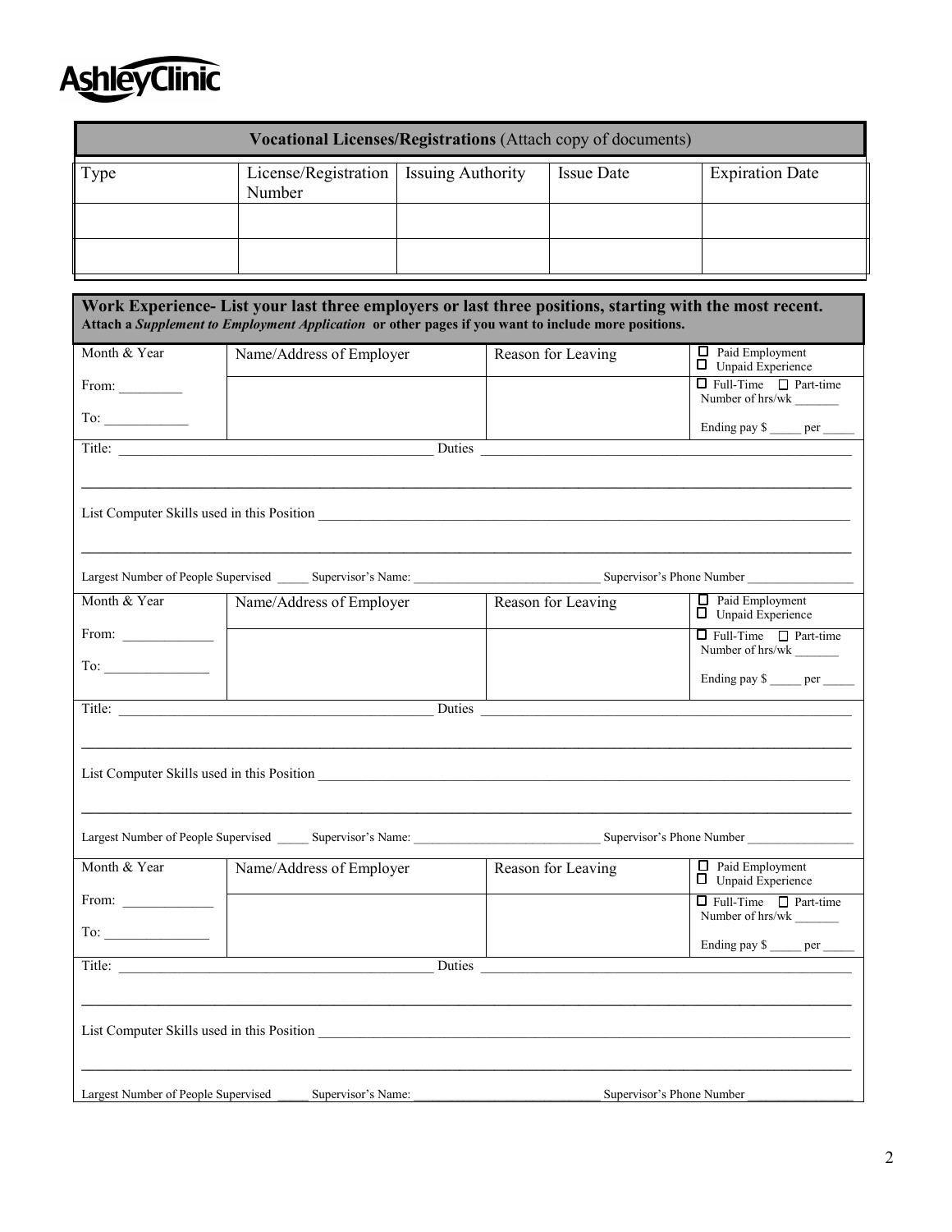AshleyClinic

## Vocational Licenses/Registrations (Attach copy of documents)

| Type | License/Registration Number | Issuing Authority | Issue Date | Expiration Date |
|---|---|---|---|---|
| | | | | |
| | | | | |

## Work Experience- List your last three employers or last three positions, starting with the most recent.

**Attach a *Supplement to Employment Application* or other pages if you want to include more positions.**

| Month & Year | Name/Address of Employer | Reason for Leaving | ☐ Paid Employment ☐ Unpaid Experience |
|---|---|---|---|
| From: _________ To: ____________ | | | ☐ Full-Time ☐ Part-time Number of hrs/wk _______ Ending pay $ _____ per _____ |

Title: ______________________________________________ Duties ______________________________________________________

______________________________________________________________________________________________

List Computer Skills used in this Position ______________________________________________________________________________

______________________________________________________________________________________________

Largest Number of People Supervised _____ Supervisor's Name: _____________________________ Supervisor's Phone Number ________________

| Month & Year | Name/Address of Employer | Reason for Leaving | ☐ Paid Employment ☐ Unpaid Experience |
|---|---|---|---|
| From: _____________ To: _______________ | | | ☐ Full-Time ☐ Part-time Number of hrs/wk _______ Ending pay $ _____ per _____ |

Title: ______________________________________________ Duties ______________________________________________________

______________________________________________________________________________________________

List Computer Skills used in this Position ______________________________________________________________________________

______________________________________________________________________________________________

Largest Number of People Supervised _____ Supervisor's Name: _____________________________ Supervisor's Phone Number ________________

| Month & Year | Name/Address of Employer | Reason for Leaving | ☐ Paid Employment ☐ Unpaid Experience |
|---|---|---|---|
| From: _____________ To: _______________ | | | ☐ Full-Time ☐ Part-time Number of hrs/wk _______ Ending pay $ _____ per _____ |

Title: ______________________________________________ Duties ______________________________________________________

______________________________________________________________________________________________

List Computer Skills used in this Position ______________________________________________________________________________

______________________________________________________________________________________________

Largest Number of People Supervised _____ Supervisor's Name: _____________________________ Supervisor's Phone Number ________________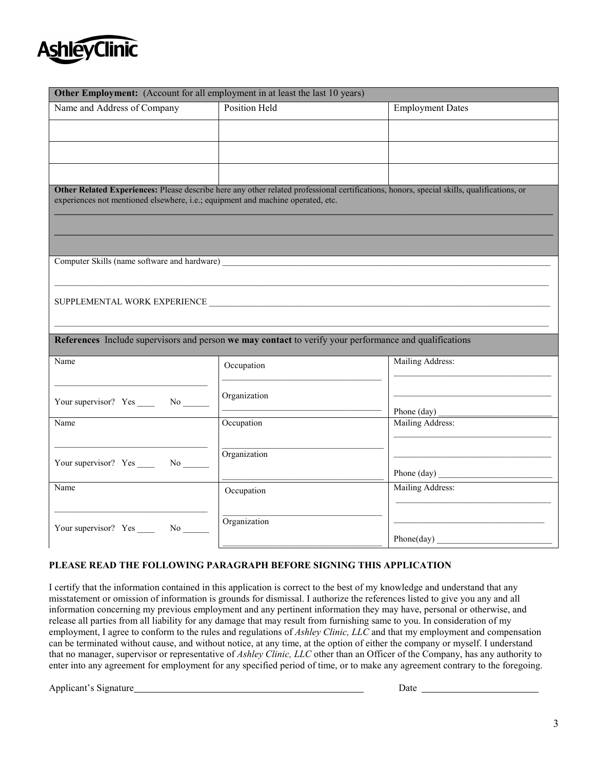**AshleyClinic**

| **Other Employment:** (Account for all employment in at least the last 10 years) | | |
|---|---|---|
| Name and Address of Company | Position Held | Employment Dates |
| | | |
| | | |
| | | |

**Other Related Experiences:** Please describe here any other related professional certifications, honors, special skills, qualifications, or experiences not mentioned elsewhere, i.e.; equipment and machine operated, etc.

______________________________________________________________________________

______________________________________________________________________________

Computer Skills (name software and hardware) ____________________________________________

______________________________________________________________________________

SUPPLEMENTAL WORK EXPERIENCE __________________________________________________

______________________________________________________________________________

**References** Include supervisors and person **we may contact** to verify your performance and qualifications

| Name | Occupation | Mailing Address: |
|---|---|---|
| ____________________ Your supervisor? Yes ____ No ______ | ____________________ Organization ____________________ | ____________________ ____________________ Phone (day) ____________ |
| Name ____________________ Your supervisor? Yes ____ No ______ | Occupation ____________________ Organization ____________________ | Mailing Address: ____________________ ____________________ Phone (day) ____________ |
| Name ____________________ Your supervisor? Yes ____ No ______ | Occupation ____________________ Organization ____________________ | Mailing Address: ____________________ ____________________ Phone(day) ____________ |

**PLEASE READ THE FOLLOWING PARAGRAPH BEFORE SIGNING THIS APPLICATION**

I certify that the information contained in this application is correct to the best of my knowledge and understand that any misstatement or omission of information is grounds for dismissal. I authorize the references listed to give you any and all information concerning my previous employment and any pertinent information they may have, personal or otherwise, and release all parties from all liability for any damage that may result from furnishing same to you. In consideration of my employment, I agree to conform to the rules and regulations of *Ashley Clinic, LLC* and that my employment and compensation can be terminated without cause, and without notice, at any time, at the option of either the company or myself. I understand that no manager, supervisor or representative of *Ashley Clinic, LLC* other than an Officer of the Company, has any authority to enter into any agreement for employment for any specified period of time, or to make any agreement contrary to the foregoing.

Applicant's Signature ________________________________ Date ________________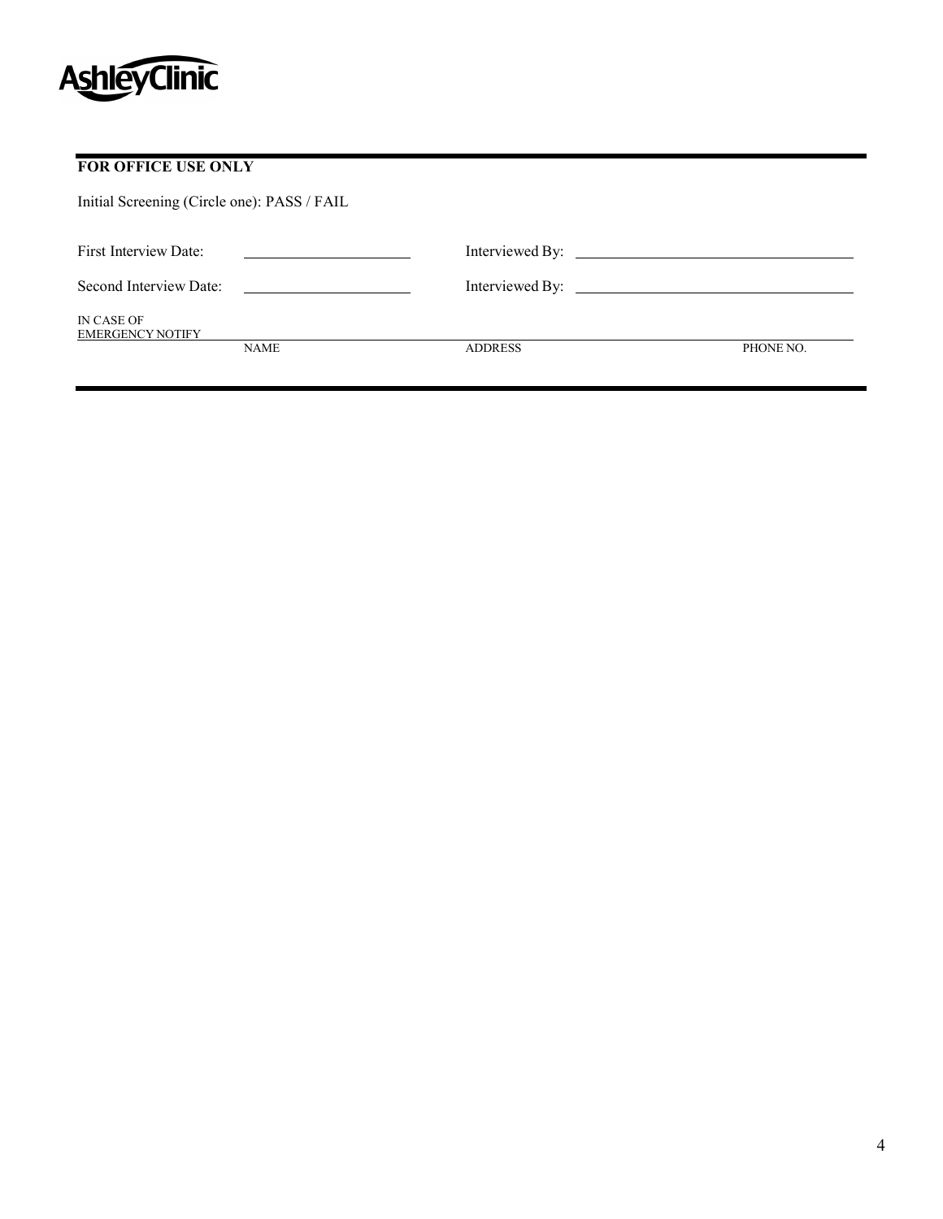AshleyClinic

**FOR OFFICE USE ONLY**

Initial Screening (Circle one): PASS / FAIL

First Interview Date: ____________________ Interviewed By: ______________________________

Second Interview Date: ____________________ Interviewed By: ______________________________

IN CASE OF EMERGENCY NOTIFY ______________________________________________________________

NAME ADDRESS PHONE NO.